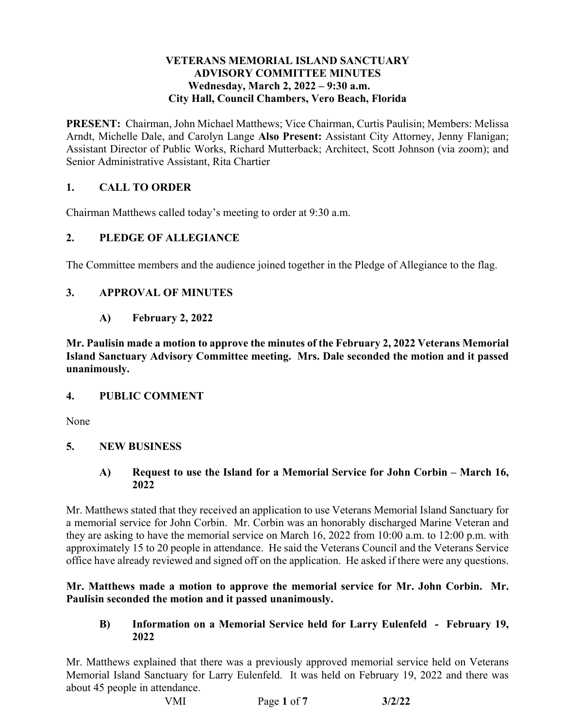# VETERANS MEMORIAL ISLAND SANCTUARY ADVISORY COMMITTEE MINUTES

**Wednesday, March 2, 2022 – 9:30 a.m.**
**City Hall, Council Chambers, Vero Beach, Florida**

**PRESENT:** Chairman, John Michael Matthews; Vice Chairman, Curtis Paulisin; Members: Melissa Arndt, Michelle Dale, and Carolyn Lange **Also Present:** Assistant City Attorney, Jenny Flanigan; Assistant Director of Public Works, Richard Mutterback; Architect, Scott Johnson (via zoom); and Senior Administrative Assistant, Rita Chartier

## 1. CALL TO ORDER

Chairman Matthews called today's meeting to order at 9:30 a.m.

## 2. PLEDGE OF ALLEGIANCE

The Committee members and the audience joined together in the Pledge of Allegiance to the flag.

## 3. APPROVAL OF MINUTES

### A) February 2, 2022

**Mr. Paulisin made a motion to approve the minutes of the February 2, 2022 Veterans Memorial Island Sanctuary Advisory Committee meeting. Mrs. Dale seconded the motion and it passed unanimously.**

## 4. PUBLIC COMMENT

None

## 5. NEW BUSINESS

### A) Request to use the Island for a Memorial Service for John Corbin – March 16, 2022

Mr. Matthews stated that they received an application to use Veterans Memorial Island Sanctuary for a memorial service for John Corbin. Mr. Corbin was an honorably discharged Marine Veteran and they are asking to have the memorial service on March 16, 2022 from 10:00 a.m. to 12:00 p.m. with approximately 15 to 20 people in attendance. He said the Veterans Council and the Veterans Service office have already reviewed and signed off on the application. He asked if there were any questions.

**Mr. Matthews made a motion to approve the memorial service for Mr. John Corbin. Mr. Paulisin seconded the motion and it passed unanimously.**

### B) Information on a Memorial Service held for Larry Eulenfeld - February 19, 2022

Mr. Matthews explained that there was a previously approved memorial service held on Veterans Memorial Island Sanctuary for Larry Eulenfeld. It was held on February 19, 2022 and there was about 45 people in attendance.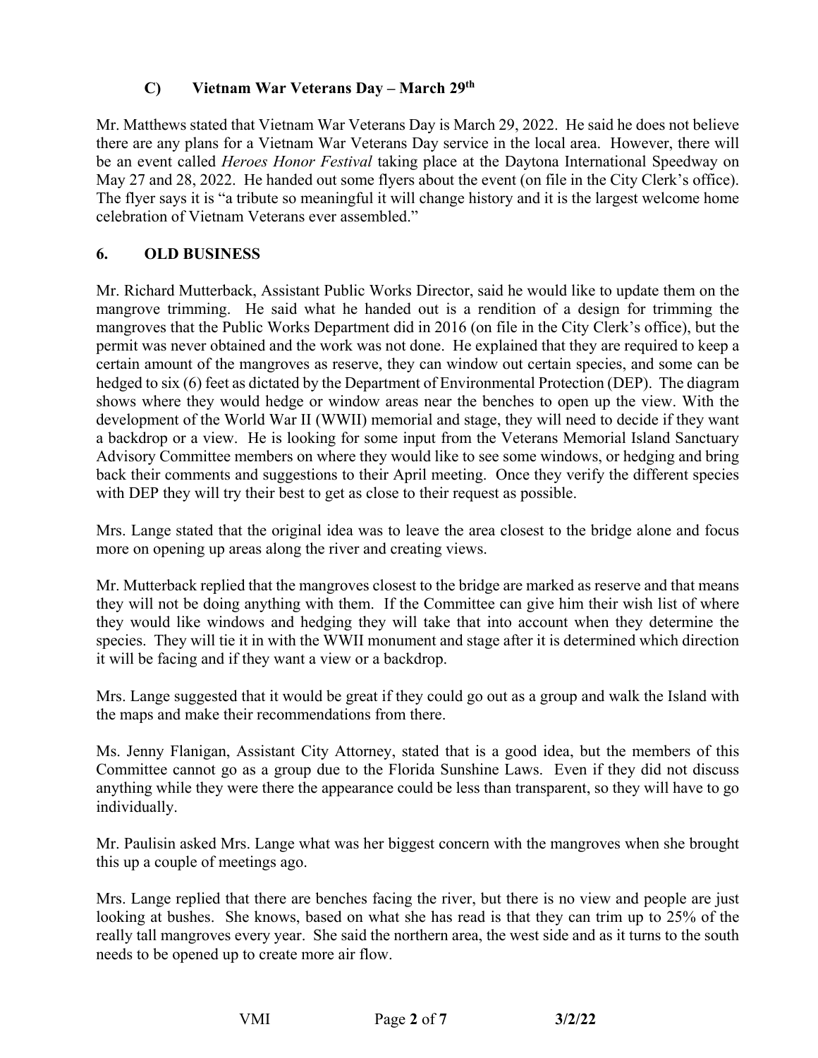### C) Vietnam War Veterans Day – March 29th

Mr. Matthews stated that Vietnam War Veterans Day is March 29, 2022. He said he does not believe there are any plans for a Vietnam War Veterans Day service in the local area. However, there will be an event called *Heroes Honor Festival* taking place at the Daytona International Speedway on May 27 and 28, 2022. He handed out some flyers about the event (on file in the City Clerk's office). The flyer says it is "a tribute so meaningful it will change history and it is the largest welcome home celebration of Vietnam Veterans ever assembled."

## 6. OLD BUSINESS

Mr. Richard Mutterback, Assistant Public Works Director, said he would like to update them on the mangrove trimming. He said what he handed out is a rendition of a design for trimming the mangroves that the Public Works Department did in 2016 (on file in the City Clerk's office), but the permit was never obtained and the work was not done. He explained that they are required to keep a certain amount of the mangroves as reserve, they can window out certain species, and some can be hedged to six (6) feet as dictated by the Department of Environmental Protection (DEP). The diagram shows where they would hedge or window areas near the benches to open up the view. With the development of the World War II (WWII) memorial and stage, they will need to decide if they want a backdrop or a view. He is looking for some input from the Veterans Memorial Island Sanctuary Advisory Committee members on where they would like to see some windows, or hedging and bring back their comments and suggestions to their April meeting. Once they verify the different species with DEP they will try their best to get as close to their request as possible.

Mrs. Lange stated that the original idea was to leave the area closest to the bridge alone and focus more on opening up areas along the river and creating views.

Mr. Mutterback replied that the mangroves closest to the bridge are marked as reserve and that means they will not be doing anything with them. If the Committee can give him their wish list of where they would like windows and hedging they will take that into account when they determine the species. They will tie it in with the WWII monument and stage after it is determined which direction it will be facing and if they want a view or a backdrop.

Mrs. Lange suggested that it would be great if they could go out as a group and walk the Island with the maps and make their recommendations from there.

Ms. Jenny Flanigan, Assistant City Attorney, stated that is a good idea, but the members of this Committee cannot go as a group due to the Florida Sunshine Laws. Even if they did not discuss anything while they were there the appearance could be less than transparent, so they will have to go individually.

Mr. Paulisin asked Mrs. Lange what was her biggest concern with the mangroves when she brought this up a couple of meetings ago.

Mrs. Lange replied that there are benches facing the river, but there is no view and people are just looking at bushes. She knows, based on what she has read is that they can trim up to 25% of the really tall mangroves every year. She said the northern area, the west side and as it turns to the south needs to be opened up to create more air flow.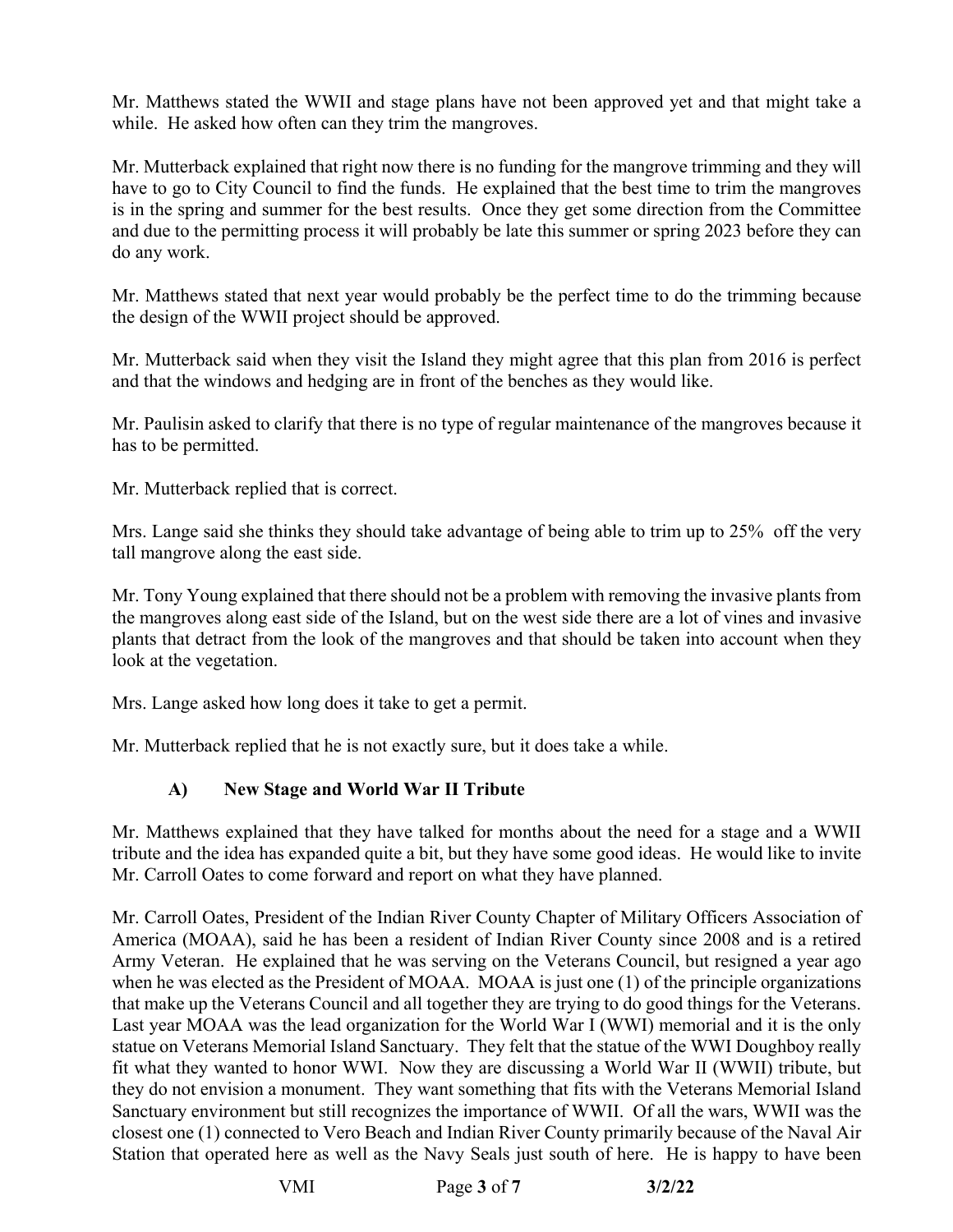Mr. Matthews stated the WWII and stage plans have not been approved yet and that might take a while. He asked how often can they trim the mangroves.

Mr. Mutterback explained that right now there is no funding for the mangrove trimming and they will have to go to City Council to find the funds. He explained that the best time to trim the mangroves is in the spring and summer for the best results. Once they get some direction from the Committee and due to the permitting process it will probably be late this summer or spring 2023 before they can do any work.

Mr. Matthews stated that next year would probably be the perfect time to do the trimming because the design of the WWII project should be approved.

Mr. Mutterback said when they visit the Island they might agree that this plan from 2016 is perfect and that the windows and hedging are in front of the benches as they would like.

Mr. Paulisin asked to clarify that there is no type of regular maintenance of the mangroves because it has to be permitted.

Mr. Mutterback replied that is correct.

Mrs. Lange said she thinks they should take advantage of being able to trim up to 25% off the very tall mangrove along the east side.

Mr. Tony Young explained that there should not be a problem with removing the invasive plants from the mangroves along east side of the Island, but on the west side there are a lot of vines and invasive plants that detract from the look of the mangroves and that should be taken into account when they look at the vegetation.

Mrs. Lange asked how long does it take to get a permit.

Mr. Mutterback replied that he is not exactly sure, but it does take a while.

### A) New Stage and World War II Tribute

Mr. Matthews explained that they have talked for months about the need for a stage and a WWII tribute and the idea has expanded quite a bit, but they have some good ideas. He would like to invite Mr. Carroll Oates to come forward and report on what they have planned.

Mr. Carroll Oates, President of the Indian River County Chapter of Military Officers Association of America (MOAA), said he has been a resident of Indian River County since 2008 and is a retired Army Veteran. He explained that he was serving on the Veterans Council, but resigned a year ago when he was elected as the President of MOAA. MOAA is just one (1) of the principle organizations that make up the Veterans Council and all together they are trying to do good things for the Veterans. Last year MOAA was the lead organization for the World War I (WWI) memorial and it is the only statue on Veterans Memorial Island Sanctuary. They felt that the statue of the WWI Doughboy really fit what they wanted to honor WWI. Now they are discussing a World War II (WWII) tribute, but they do not envision a monument. They want something that fits with the Veterans Memorial Island Sanctuary environment but still recognizes the importance of WWII. Of all the wars, WWII was the closest one (1) connected to Vero Beach and Indian River County primarily because of the Naval Air Station that operated here as well as the Navy Seals just south of here. He is happy to have been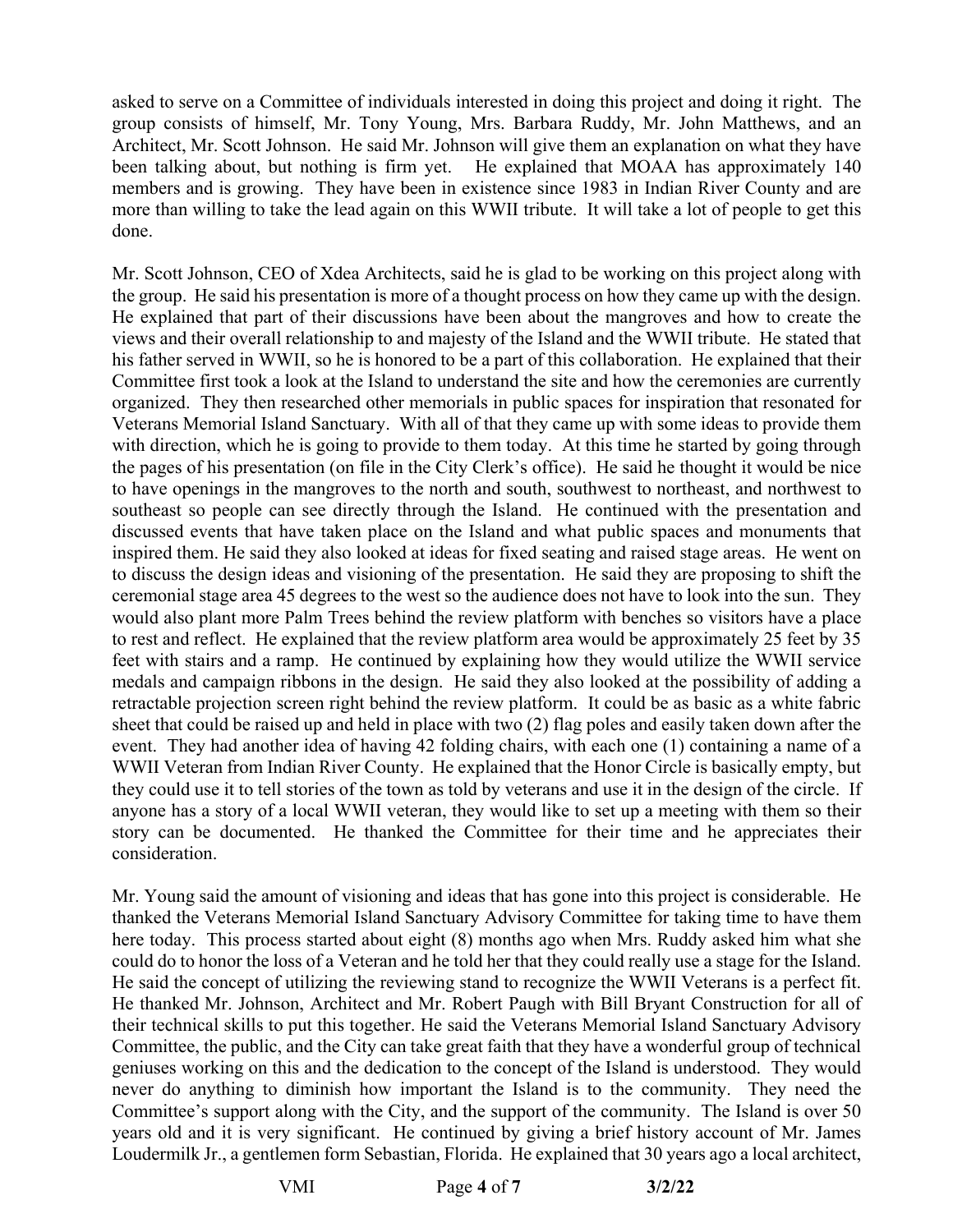asked to serve on a Committee of individuals interested in doing this project and doing it right. The group consists of himself, Mr. Tony Young, Mrs. Barbara Ruddy, Mr. John Matthews, and an Architect, Mr. Scott Johnson. He said Mr. Johnson will give them an explanation on what they have been talking about, but nothing is firm yet. He explained that MOAA has approximately 140 members and is growing. They have been in existence since 1983 in Indian River County and are more than willing to take the lead again on this WWII tribute. It will take a lot of people to get this done.

Mr. Scott Johnson, CEO of Xdea Architects, said he is glad to be working on this project along with the group. He said his presentation is more of a thought process on how they came up with the design. He explained that part of their discussions have been about the mangroves and how to create the views and their overall relationship to and majesty of the Island and the WWII tribute. He stated that his father served in WWII, so he is honored to be a part of this collaboration. He explained that their Committee first took a look at the Island to understand the site and how the ceremonies are currently organized. They then researched other memorials in public spaces for inspiration that resonated for Veterans Memorial Island Sanctuary. With all of that they came up with some ideas to provide them with direction, which he is going to provide to them today. At this time he started by going through the pages of his presentation (on file in the City Clerk's office). He said he thought it would be nice to have openings in the mangroves to the north and south, southwest to northeast, and northwest to southeast so people can see directly through the Island. He continued with the presentation and discussed events that have taken place on the Island and what public spaces and monuments that inspired them. He said they also looked at ideas for fixed seating and raised stage areas. He went on to discuss the design ideas and visioning of the presentation. He said they are proposing to shift the ceremonial stage area 45 degrees to the west so the audience does not have to look into the sun. They would also plant more Palm Trees behind the review platform with benches so visitors have a place to rest and reflect. He explained that the review platform area would be approximately 25 feet by 35 feet with stairs and a ramp. He continued by explaining how they would utilize the WWII service medals and campaign ribbons in the design. He said they also looked at the possibility of adding a retractable projection screen right behind the review platform. It could be as basic as a white fabric sheet that could be raised up and held in place with two (2) flag poles and easily taken down after the event. They had another idea of having 42 folding chairs, with each one (1) containing a name of a WWII Veteran from Indian River County. He explained that the Honor Circle is basically empty, but they could use it to tell stories of the town as told by veterans and use it in the design of the circle. If anyone has a story of a local WWII veteran, they would like to set up a meeting with them so their story can be documented. He thanked the Committee for their time and he appreciates their consideration.

Mr. Young said the amount of visioning and ideas that has gone into this project is considerable. He thanked the Veterans Memorial Island Sanctuary Advisory Committee for taking time to have them here today. This process started about eight (8) months ago when Mrs. Ruddy asked him what she could do to honor the loss of a Veteran and he told her that they could really use a stage for the Island. He said the concept of utilizing the reviewing stand to recognize the WWII Veterans is a perfect fit. He thanked Mr. Johnson, Architect and Mr. Robert Paugh with Bill Bryant Construction for all of their technical skills to put this together. He said the Veterans Memorial Island Sanctuary Advisory Committee, the public, and the City can take great faith that they have a wonderful group of technical geniuses working on this and the dedication to the concept of the Island is understood. They would never do anything to diminish how important the Island is to the community. They need the Committee's support along with the City, and the support of the community. The Island is over 50 years old and it is very significant. He continued by giving a brief history account of Mr. James Loudermilk Jr., a gentlemen form Sebastian, Florida. He explained that 30 years ago a local architect,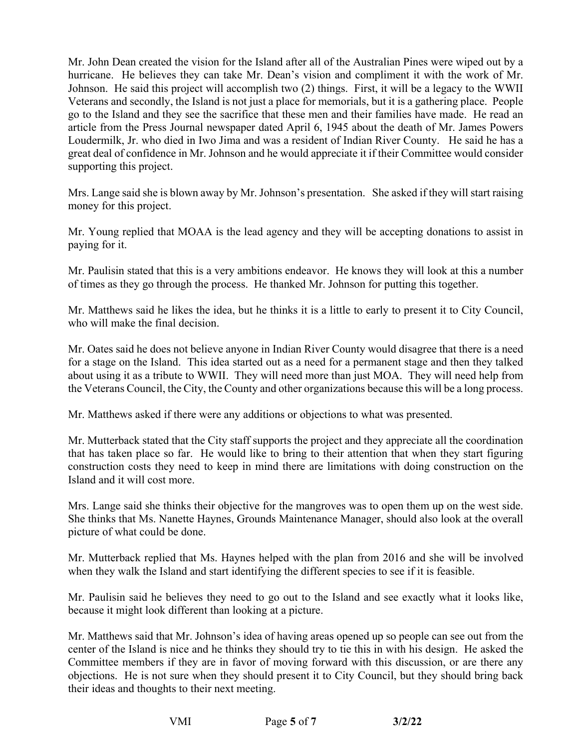Mr. John Dean created the vision for the Island after all of the Australian Pines were wiped out by a hurricane. He believes they can take Mr. Dean's vision and compliment it with the work of Mr. Johnson. He said this project will accomplish two (2) things. First, it will be a legacy to the WWII Veterans and secondly, the Island is not just a place for memorials, but it is a gathering place. People go to the Island and they see the sacrifice that these men and their families have made. He read an article from the Press Journal newspaper dated April 6, 1945 about the death of Mr. James Powers Loudermilk, Jr. who died in Iwo Jima and was a resident of Indian River County. He said he has a great deal of confidence in Mr. Johnson and he would appreciate it if their Committee would consider supporting this project.

Mrs. Lange said she is blown away by Mr. Johnson's presentation. She asked if they will start raising money for this project.

Mr. Young replied that MOAA is the lead agency and they will be accepting donations to assist in paying for it.

Mr. Paulisin stated that this is a very ambitions endeavor. He knows they will look at this a number of times as they go through the process. He thanked Mr. Johnson for putting this together.

Mr. Matthews said he likes the idea, but he thinks it is a little to early to present it to City Council, who will make the final decision.

Mr. Oates said he does not believe anyone in Indian River County would disagree that there is a need for a stage on the Island. This idea started out as a need for a permanent stage and then they talked about using it as a tribute to WWII. They will need more than just MOA. They will need help from the Veterans Council, the City, the County and other organizations because this will be a long process.

Mr. Matthews asked if there were any additions or objections to what was presented.

Mr. Mutterback stated that the City staff supports the project and they appreciate all the coordination that has taken place so far. He would like to bring to their attention that when they start figuring construction costs they need to keep in mind there are limitations with doing construction on the Island and it will cost more.

Mrs. Lange said she thinks their objective for the mangroves was to open them up on the west side. She thinks that Ms. Nanette Haynes, Grounds Maintenance Manager, should also look at the overall picture of what could be done.

Mr. Mutterback replied that Ms. Haynes helped with the plan from 2016 and she will be involved when they walk the Island and start identifying the different species to see if it is feasible.

Mr. Paulisin said he believes they need to go out to the Island and see exactly what it looks like, because it might look different than looking at a picture.

Mr. Matthews said that Mr. Johnson's idea of having areas opened up so people can see out from the center of the Island is nice and he thinks they should try to tie this in with his design. He asked the Committee members if they are in favor of moving forward with this discussion, or are there any objections. He is not sure when they should present it to City Council, but they should bring back their ideas and thoughts to their next meeting.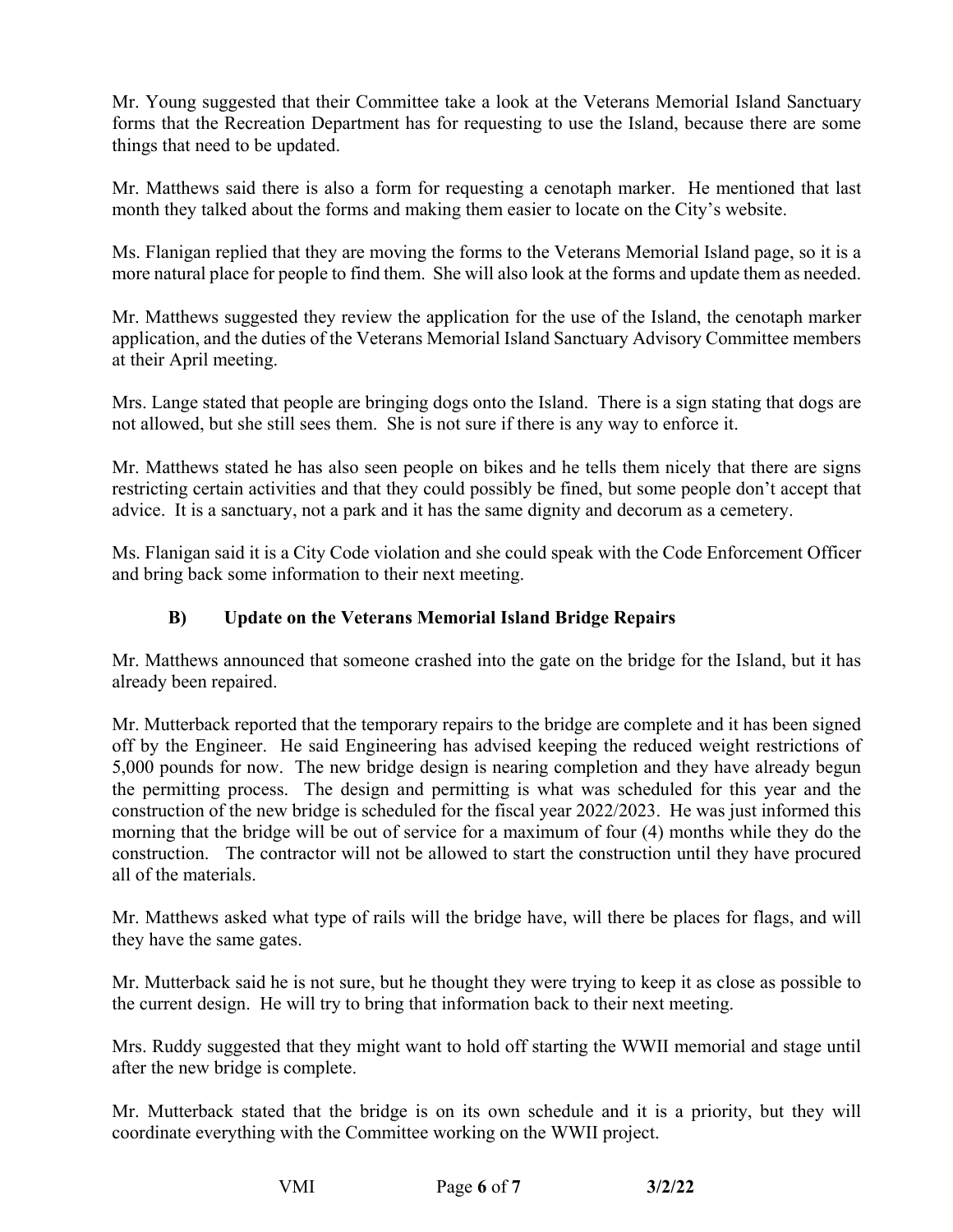Mr. Young suggested that their Committee take a look at the Veterans Memorial Island Sanctuary forms that the Recreation Department has for requesting to use the Island, because there are some things that need to be updated.

Mr. Matthews said there is also a form for requesting a cenotaph marker. He mentioned that last month they talked about the forms and making them easier to locate on the City's website.

Ms. Flanigan replied that they are moving the forms to the Veterans Memorial Island page, so it is a more natural place for people to find them. She will also look at the forms and update them as needed.

Mr. Matthews suggested they review the application for the use of the Island, the cenotaph marker application, and the duties of the Veterans Memorial Island Sanctuary Advisory Committee members at their April meeting.

Mrs. Lange stated that people are bringing dogs onto the Island. There is a sign stating that dogs are not allowed, but she still sees them. She is not sure if there is any way to enforce it.

Mr. Matthews stated he has also seen people on bikes and he tells them nicely that there are signs restricting certain activities and that they could possibly be fined, but some people don't accept that advice. It is a sanctuary, not a park and it has the same dignity and decorum as a cemetery.

Ms. Flanigan said it is a City Code violation and she could speak with the Code Enforcement Officer and bring back some information to their next meeting.

### B) Update on the Veterans Memorial Island Bridge Repairs

Mr. Matthews announced that someone crashed into the gate on the bridge for the Island, but it has already been repaired.

Mr. Mutterback reported that the temporary repairs to the bridge are complete and it has been signed off by the Engineer. He said Engineering has advised keeping the reduced weight restrictions of 5,000 pounds for now. The new bridge design is nearing completion and they have already begun the permitting process. The design and permitting is what was scheduled for this year and the construction of the new bridge is scheduled for the fiscal year 2022/2023. He was just informed this morning that the bridge will be out of service for a maximum of four (4) months while they do the construction. The contractor will not be allowed to start the construction until they have procured all of the materials.

Mr. Matthews asked what type of rails will the bridge have, will there be places for flags, and will they have the same gates.

Mr. Mutterback said he is not sure, but he thought they were trying to keep it as close as possible to the current design. He will try to bring that information back to their next meeting.

Mrs. Ruddy suggested that they might want to hold off starting the WWII memorial and stage until after the new bridge is complete.

Mr. Mutterback stated that the bridge is on its own schedule and it is a priority, but they will coordinate everything with the Committee working on the WWII project.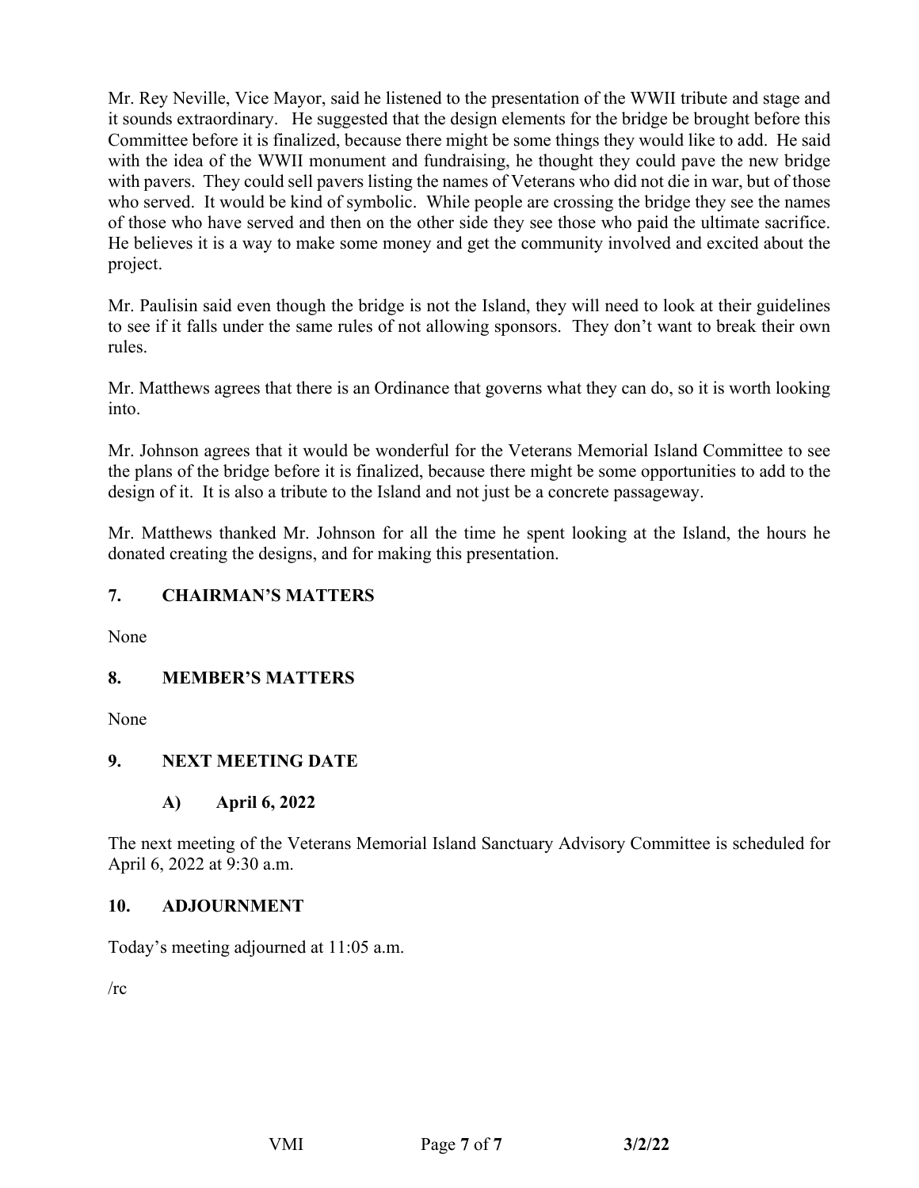Mr. Rey Neville, Vice Mayor, said he listened to the presentation of the WWII tribute and stage and it sounds extraordinary. He suggested that the design elements for the bridge be brought before this Committee before it is finalized, because there might be some things they would like to add. He said with the idea of the WWII monument and fundraising, he thought they could pave the new bridge with pavers. They could sell pavers listing the names of Veterans who did not die in war, but of those who served. It would be kind of symbolic. While people are crossing the bridge they see the names of those who have served and then on the other side they see those who paid the ultimate sacrifice. He believes it is a way to make some money and get the community involved and excited about the project.

Mr. Paulisin said even though the bridge is not the Island, they will need to look at their guidelines to see if it falls under the same rules of not allowing sponsors. They don't want to break their own rules.

Mr. Matthews agrees that there is an Ordinance that governs what they can do, so it is worth looking into.

Mr. Johnson agrees that it would be wonderful for the Veterans Memorial Island Committee to see the plans of the bridge before it is finalized, because there might be some opportunities to add to the design of it. It is also a tribute to the Island and not just be a concrete passageway.

Mr. Matthews thanked Mr. Johnson for all the time he spent looking at the Island, the hours he donated creating the designs, and for making this presentation.

## 7. CHAIRMAN'S MATTERS

None

## 8. MEMBER'S MATTERS

None

## 9. NEXT MEETING DATE

### A) April 6, 2022

The next meeting of the Veterans Memorial Island Sanctuary Advisory Committee is scheduled for April 6, 2022 at 9:30 a.m.

## 10. ADJOURNMENT

Today's meeting adjourned at 11:05 a.m.

/rc